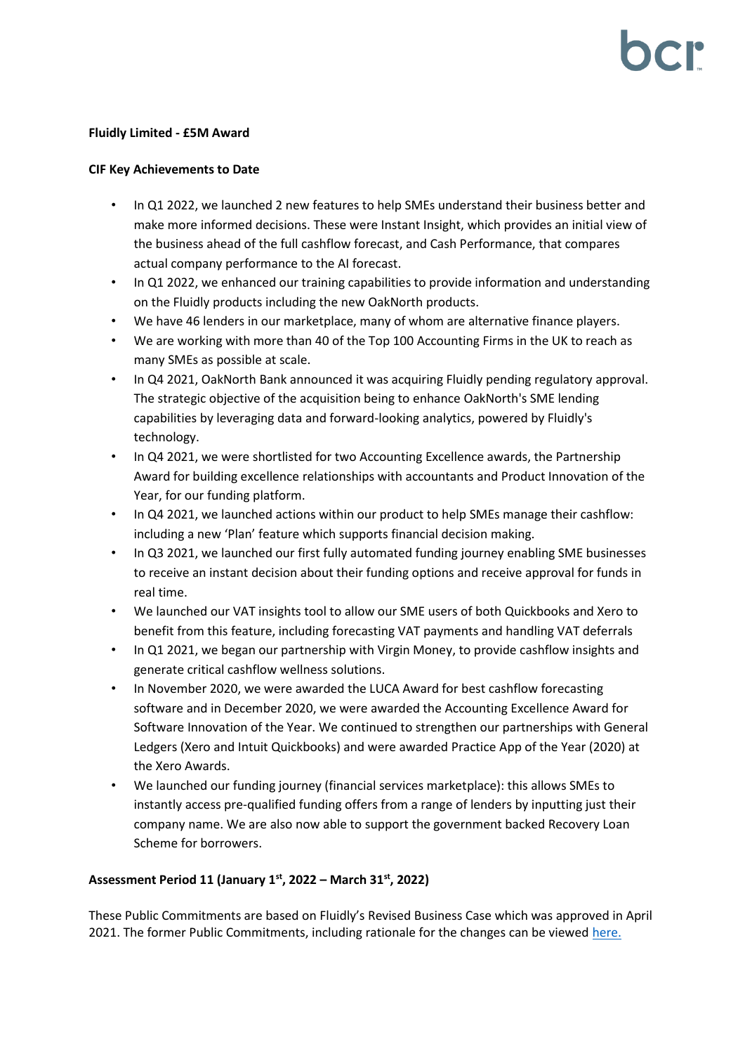**Fluidly Limited - £5M Award**

**CIF Key Achievements to Date**

- In Q1 2022, we launched 2 new features to help SMEs understand their business better and make more informed decisions. These were Instant Insight, which provides an initial view of the business ahead of the full cashflow forecast, and Cash Performance, that compares actual company performance to the AI forecast.
- In Q1 2022, we enhanced our training capabilities to provide information and understanding on the Fluidly products including the new OakNorth products.
- We have 46 lenders in our marketplace, many of whom are alternative finance players.
- We are working with more than 40 of the Top 100 Accounting Firms in the UK to reach as many SMEs as possible at scale.
- In Q4 2021, OakNorth Bank announced it was acquiring Fluidly pending regulatory approval. The strategic objective of the acquisition being to enhance OakNorth's SME lending capabilities by leveraging data and forward-looking analytics, powered by Fluidly's technology.
- In Q4 2021, we were shortlisted for two Accounting Excellence awards, the Partnership Award for building excellence relationships with accountants and Product Innovation of the Year, for our funding platform.
- In Q4 2021, we launched actions within our product to help SMEs manage their cashflow: including a new 'Plan' feature which supports financial decision making.
- In Q3 2021, we launched our first fully automated funding journey enabling SME businesses to receive an instant decision about their funding options and receive approval for funds in real time.
- We launched our VAT insights tool to allow our SME users of both Quickbooks and Xero to benefit from this feature, including forecasting VAT payments and handling VAT deferrals
- In Q1 2021, we began our partnership with Virgin Money, to provide cashflow insights and generate critical cashflow wellness solutions.
- In November 2020, we were awarded the LUCA Award for best cashflow forecasting software and in December 2020, we were awarded the Accounting Excellence Award for Software Innovation of the Year. We continued to strengthen our partnerships with General Ledgers (Xero and Intuit Quickbooks) and were awarded Practice App of the Year (2020) at the Xero Awards.
- We launched our funding journey (financial services marketplace): this allows SMEs to instantly access pre-qualified funding offers from a range of lenders by inputting just their company name. We are also now able to support the government backed Recovery Loan Scheme for borrowers.

**Assessment Period 11 (January 1st, 2022 – March 31st, 2022)**

These Public Commitments are based on Fluidly's Revised Business Case which was approved in April 2021. The former Public Commitments, including rationale for the changes can be viewed here.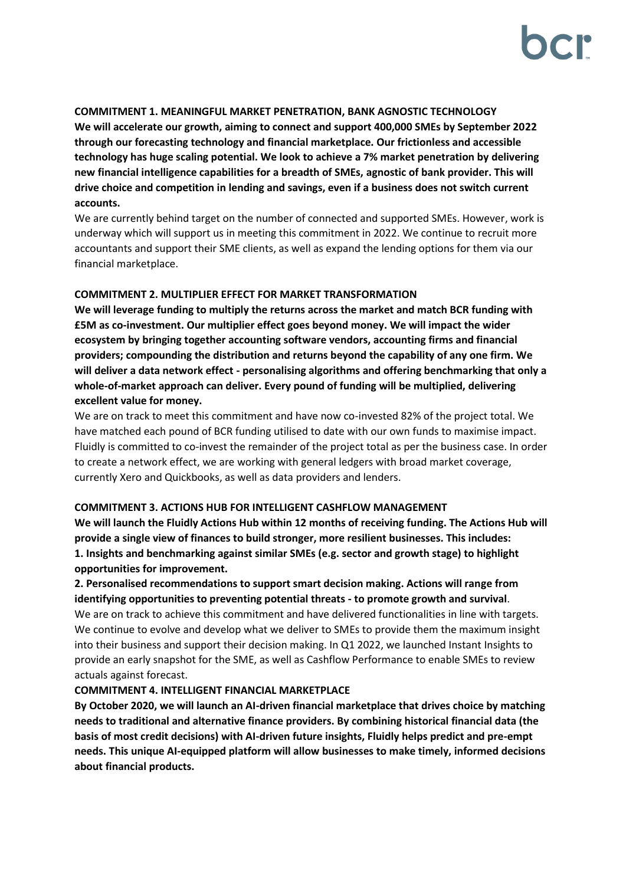**COMMITMENT 1. MEANINGFUL MARKET PENETRATION, BANK AGNOSTIC TECHNOLOGY**

**We will accelerate our growth, aiming to connect and support 400,000 SMEs by September 2022 through our forecasting technology and financial marketplace. Our frictionless and accessible technology has huge scaling potential. We look to achieve a 7% market penetration by delivering new financial intelligence capabilities for a breadth of SMEs, agnostic of bank provider. This will drive choice and competition in lending and savings, even if a business does not switch current accounts.**

We are currently behind target on the number of connected and supported SMEs. However, work is underway which will support us in meeting this commitment in 2022. We continue to recruit more accountants and support their SME clients, as well as expand the lending options for them via our financial marketplace.

**COMMITMENT 2. MULTIPLIER EFFECT FOR MARKET TRANSFORMATION**

**We will leverage funding to multiply the returns across the market and match BCR funding with £5M as co-investment. Our multiplier effect goes beyond money. We will impact the wider ecosystem by bringing together accounting software vendors, accounting firms and financial providers; compounding the distribution and returns beyond the capability of any one firm. We will deliver a data network effect - personalising algorithms and offering benchmarking that only a whole-of-market approach can deliver. Every pound of funding will be multiplied, delivering excellent value for money.**

We are on track to meet this commitment and have now co-invested 82% of the project total. We have matched each pound of BCR funding utilised to date with our own funds to maximise impact. Fluidly is committed to co-invest the remainder of the project total as per the business case. In order to create a network effect, we are working with general ledgers with broad market coverage, currently Xero and Quickbooks, as well as data providers and lenders.

**COMMITMENT 3. ACTIONS HUB FOR INTELLIGENT CASHFLOW MANAGEMENT**

**We will launch the Fluidly Actions Hub within 12 months of receiving funding. The Actions Hub will provide a single view of finances to build stronger, more resilient businesses. This includes:**

**1. Insights and benchmarking against similar SMEs (e.g. sector and growth stage) to highlight opportunities for improvement.**

**2. Personalised recommendations to support smart decision making. Actions will range from identifying opportunities to preventing potential threats - to promote growth and survival**.

We are on track to achieve this commitment and have delivered functionalities in line with targets. We continue to evolve and develop what we deliver to SMEs to provide them the maximum insight into their business and support their decision making. In Q1 2022, we launched Instant Insights to provide an early snapshot for the SME, as well as Cashflow Performance to enable SMEs to review actuals against forecast.

**COMMITMENT 4. INTELLIGENT FINANCIAL MARKETPLACE**

**By October 2020, we will launch an AI-driven financial marketplace that drives choice by matching needs to traditional and alternative finance providers. By combining historical financial data (the basis of most credit decisions) with AI-driven future insights, Fluidly helps predict and pre-empt needs. This unique AI-equipped platform will allow businesses to make timely, informed decisions about financial products.**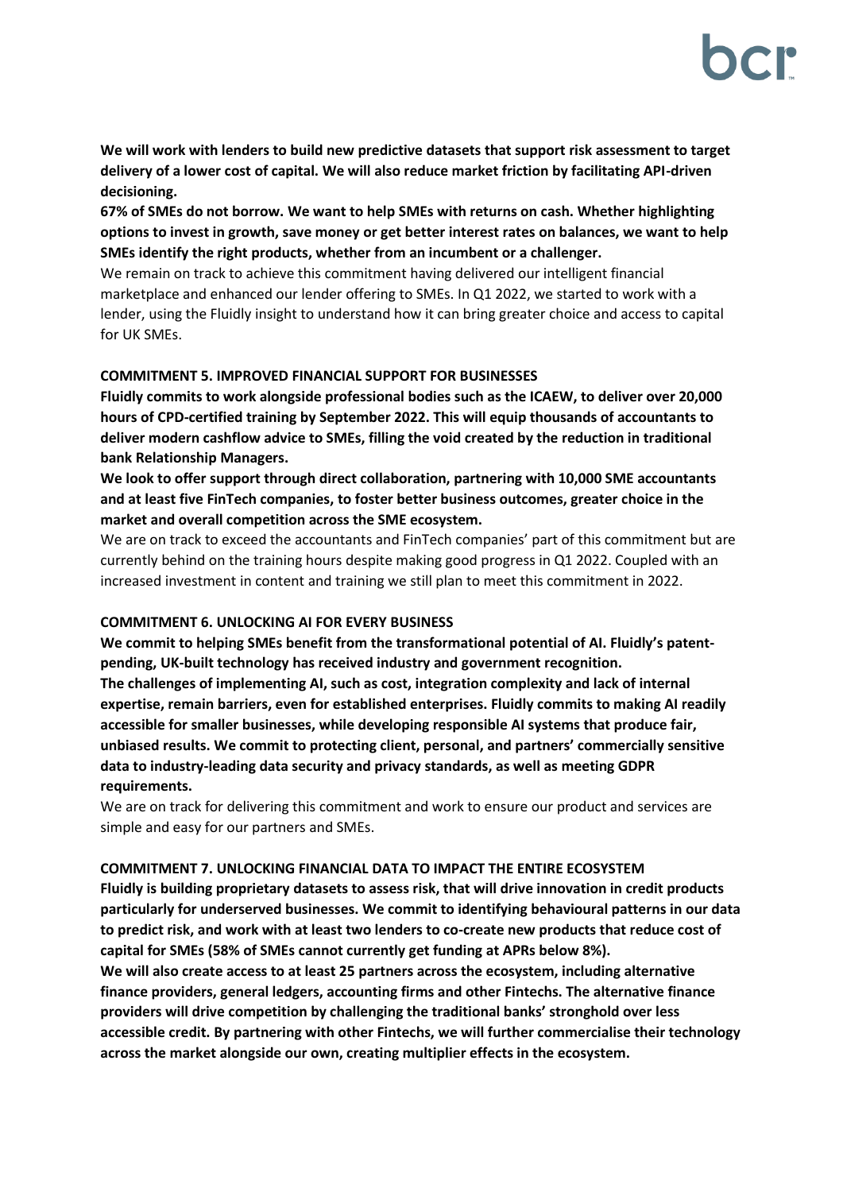**We will work with lenders to build new predictive datasets that support risk assessment to target delivery of a lower cost of capital. We will also reduce market friction by facilitating API-driven decisioning.**

**67% of SMEs do not borrow. We want to help SMEs with returns on cash. Whether highlighting options to invest in growth, save money or get better interest rates on balances, we want to help SMEs identify the right products, whether from an incumbent or a challenger.**

We remain on track to achieve this commitment having delivered our intelligent financial marketplace and enhanced our lender offering to SMEs. In Q1 2022, we started to work with a lender, using the Fluidly insight to understand how it can bring greater choice and access to capital for UK SMEs.

**COMMITMENT 5. IMPROVED FINANCIAL SUPPORT FOR BUSINESSES**

**Fluidly commits to work alongside professional bodies such as the ICAEW, to deliver over 20,000 hours of CPD-certified training by September 2022. This will equip thousands of accountants to deliver modern cashflow advice to SMEs, filling the void created by the reduction in traditional bank Relationship Managers.**

**We look to offer support through direct collaboration, partnering with 10,000 SME accountants and at least five FinTech companies, to foster better business outcomes, greater choice in the market and overall competition across the SME ecosystem.**

We are on track to exceed the accountants and FinTech companies' part of this commitment but are currently behind on the training hours despite making good progress in Q1 2022. Coupled with an increased investment in content and training we still plan to meet this commitment in 2022.

**COMMITMENT 6. UNLOCKING AI FOR EVERY BUSINESS**

**We commit to helping SMEs benefit from the transformational potential of AI. Fluidly's patent-pending, UK-built technology has received industry and government recognition.**

**The challenges of implementing AI, such as cost, integration complexity and lack of internal expertise, remain barriers, even for established enterprises. Fluidly commits to making AI readily accessible for smaller businesses, while developing responsible AI systems that produce fair, unbiased results. We commit to protecting client, personal, and partners' commercially sensitive data to industry-leading data security and privacy standards, as well as meeting GDPR requirements.**

We are on track for delivering this commitment and work to ensure our product and services are simple and easy for our partners and SMEs.

**COMMITMENT 7. UNLOCKING FINANCIAL DATA TO IMPACT THE ENTIRE ECOSYSTEM**

**Fluidly is building proprietary datasets to assess risk, that will drive innovation in credit products particularly for underserved businesses. We commit to identifying behavioural patterns in our data to predict risk, and work with at least two lenders to co-create new products that reduce cost of capital for SMEs (58% of SMEs cannot currently get funding at APRs below 8%).**

**We will also create access to at least 25 partners across the ecosystem, including alternative finance providers, general ledgers, accounting firms and other Fintechs. The alternative finance providers will drive competition by challenging the traditional banks' stronghold over less accessible credit. By partnering with other Fintechs, we will further commercialise their technology across the market alongside our own, creating multiplier effects in the ecosystem.**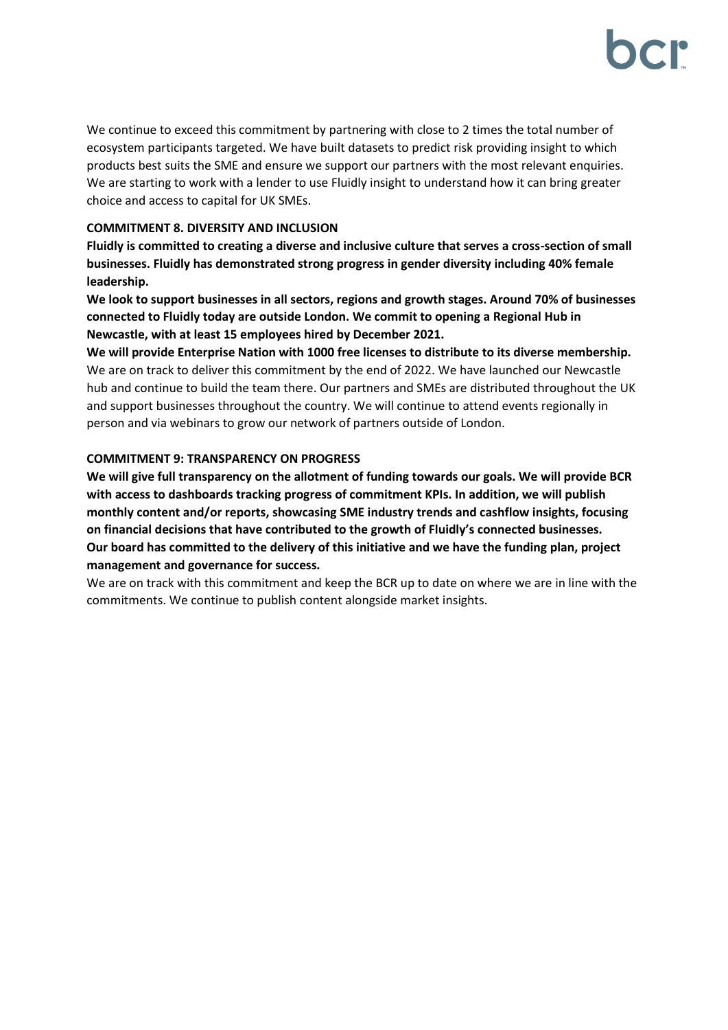We continue to exceed this commitment by partnering with close to 2 times the total number of ecosystem participants targeted. We have built datasets to predict risk providing insight to which products best suits the SME and ensure we support our partners with the most relevant enquiries. We are starting to work with a lender to use Fluidly insight to understand how it can bring greater choice and access to capital for UK SMEs.

**COMMITMENT 8. DIVERSITY AND INCLUSION**

**Fluidly is committed to creating a diverse and inclusive culture that serves a cross-section of small businesses. Fluidly has demonstrated strong progress in gender diversity including 40% female leadership.**

**We look to support businesses in all sectors, regions and growth stages. Around 70% of businesses connected to Fluidly today are outside London. We commit to opening a Regional Hub in Newcastle, with at least 15 employees hired by December 2021.**

**We will provide Enterprise Nation with 1000 free licenses to distribute to its diverse membership.**
We are on track to deliver this commitment by the end of 2022. We have launched our Newcastle hub and continue to build the team there. Our partners and SMEs are distributed throughout the UK and support businesses throughout the country. We will continue to attend events regionally in person and via webinars to grow our network of partners outside of London.

**COMMITMENT 9: TRANSPARENCY ON PROGRESS**

**We will give full transparency on the allotment of funding towards our goals. We will provide BCR with access to dashboards tracking progress of commitment KPIs. In addition, we will publish monthly content and/or reports, showcasing SME industry trends and cashflow insights, focusing on financial decisions that have contributed to the growth of Fluidly's connected businesses. Our board has committed to the delivery of this initiative and we have the funding plan, project management and governance for success.**

We are on track with this commitment and keep the BCR up to date on where we are in line with the commitments. We continue to publish content alongside market insights.